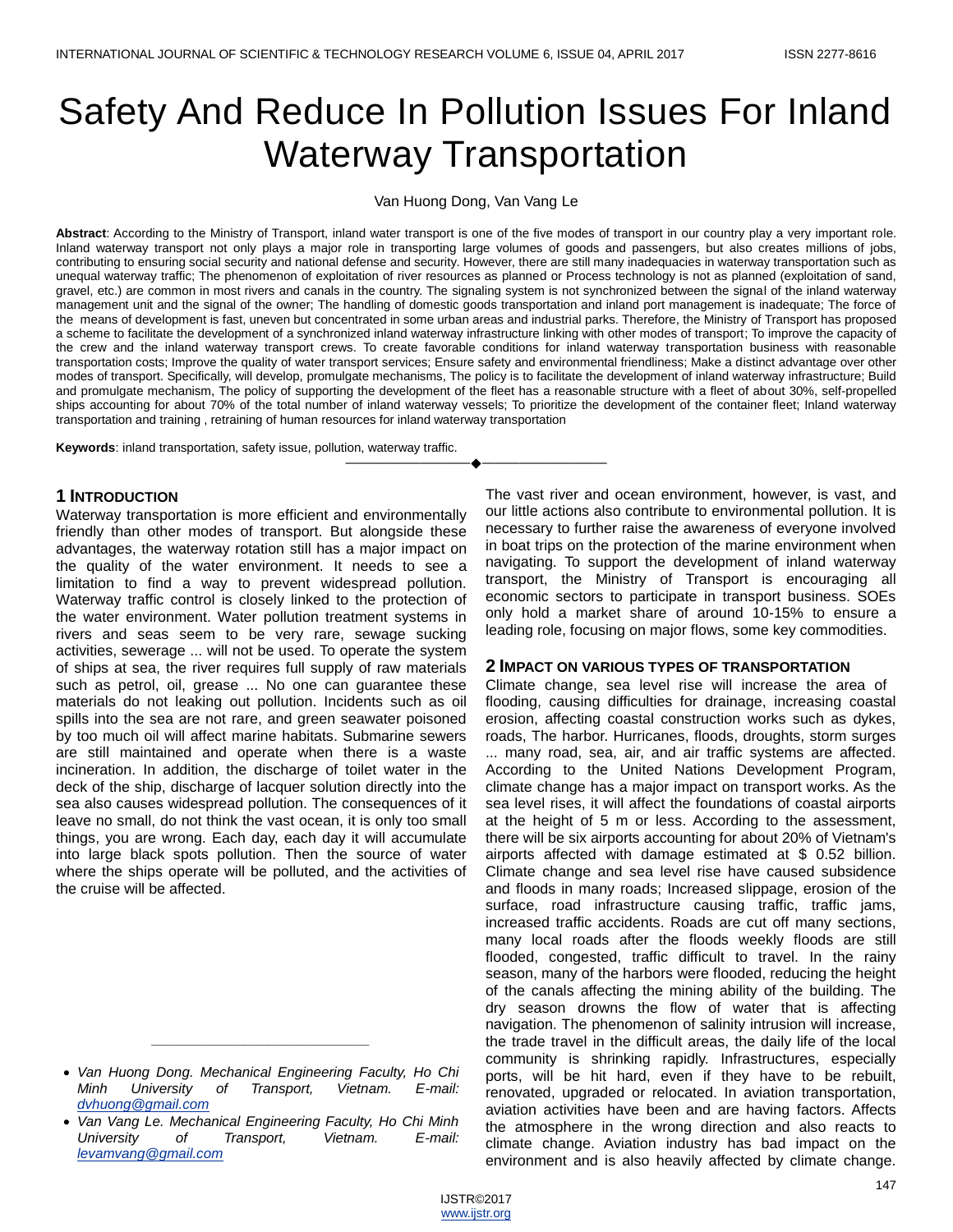# Safety And Reduce In Pollution Issues For Inland Waterway Transportation

Van Huong Dong, Van Vang Le

**Abstract**: According to the Ministry of Transport, inland water transport is one of the five modes of transport in our country play a very important role. Inland waterway transport not only plays a major role in transporting large volumes of goods and passengers, but also creates millions of jobs, contributing to ensuring social security and national defense and security. However, there are still many inadequacies in waterway transportation such as unequal waterway traffic; The phenomenon of exploitation of river resources as planned or Process technology is not as planned (exploitation of sand, gravel, etc.) are common in most rivers and canals in the country. The signaling system is not synchronized between the signal of the inland waterway management unit and the signal of the owner; The handling of domestic goods transportation and inland port management is inadequate; The force of the means of development is fast, uneven but concentrated in some urban areas and industrial parks. Therefore, the Ministry of Transport has proposed a scheme to facilitate the development of a synchronized inland waterway infrastructure linking with other modes of transport; To improve the capacity of the crew and the inland waterway transport crews. To create favorable conditions for inland waterway transportation business with reasonable transportation costs; Improve the quality of water transport services; Ensure safety and environmental friendliness; Make a distinct advantage over other modes of transport. Specifically, will develop, promulgate mechanisms, The policy is to facilitate the development of inland waterway infrastructure; Build and promulgate mechanism, The policy of supporting the development of the fleet has a reasonable structure with a fleet of about 30%, self-propelled ships accounting for about 70% of the total number of inland waterway vessels; To prioritize the development of the container fleet; Inland waterway transportation and training , retraining of human resources for inland waterway transportation

**Keywords**: inland transportation, safety issue, pollution, waterway traffic.

---

## 1 Introduction

Waterway transportation is more efficient and environmentally friendly than other modes of transport. But alongside these advantages, the waterway rotation still has a major impact on the quality of the water environment. It needs to see a limitation to find a way to prevent widespread pollution. Waterway traffic control is closely linked to the protection of the water environment. Water pollution treatment systems in rivers and seas seem to be very rare, sewage sucking activities, sewerage ... will not be used. To operate the system of ships at sea, the river requires full supply of raw materials such as petrol, oil, grease ... No one can guarantee these materials do not leaking out pollution. Incidents such as oil spills into the sea are not rare, and green seawater poisoned by too much oil will affect marine habitats. Submarine sewers are still maintained and operate when there is a waste incineration. In addition, the discharge of toilet water in the deck of the ship, discharge of lacquer solution directly into the sea also causes widespread pollution. The consequences of it leave no small, do not think the vast ocean, it is only too small things, you are wrong. Each day, each day it will accumulate into large black spots pollution. Then the source of water where the ships operate will be polluted, and the activities of the cruise will be affected.

- *Van Huong Dong. Mechanical Engineering Faculty, Ho Chi Minh University of Transport, Vietnam. E-mail: dvhuong@gmail.com*
- *Van Vang Le. Mechanical Engineering Faculty, Ho Chi Minh University of Transport, Vietnam. E-mail: levamvang@gmail.com*

The vast river and ocean environment, however, is vast, and our little actions also contribute to environmental pollution. It is necessary to further raise the awareness of everyone involved in boat trips on the protection of the marine environment when navigating. To support the development of inland waterway transport, the Ministry of Transport is encouraging all economic sectors to participate in transport business. SOEs only hold a market share of around 10-15% to ensure a leading role, focusing on major flows, some key commodities.

## 2 Impact on Various Types of Transportation

Climate change, sea level rise will increase the area of flooding, causing difficulties for drainage, increasing coastal erosion, affecting coastal construction works such as dykes, roads, The harbor. Hurricanes, floods, droughts, storm surges ... many road, sea, air, and air traffic systems are affected. According to the United Nations Development Program, climate change has a major impact on transport works. As the sea level rises, it will affect the foundations of coastal airports at the height of 5 m or less. According to the assessment, there will be six airports accounting for about 20% of Vietnam's airports affected with damage estimated at $ 0.52 billion. Climate change and sea level rise have caused subsidence and floods in many roads; Increased slippage, erosion of the surface, road infrastructure causing traffic, traffic jams, increased traffic accidents. Roads are cut off many sections, many local roads after the floods weekly floods are still flooded, congested, traffic difficult to travel. In the rainy season, many of the harbors were flooded, reducing the height of the canals affecting the mining ability of the building. The dry season drowns the flow of water that is affecting navigation. The phenomenon of salinity intrusion will increase, the trade travel in the difficult areas, the daily life of the local community is shrinking rapidly. Infrastructures, especially ports, will be hit hard, even if they have to be rebuilt, renovated, upgraded or relocated. In aviation transportation, aviation activities have been and are having factors. Affects the atmosphere in the wrong direction and also reacts to climate change. Aviation industry has bad impact on the environment and is also heavily affected by climate change.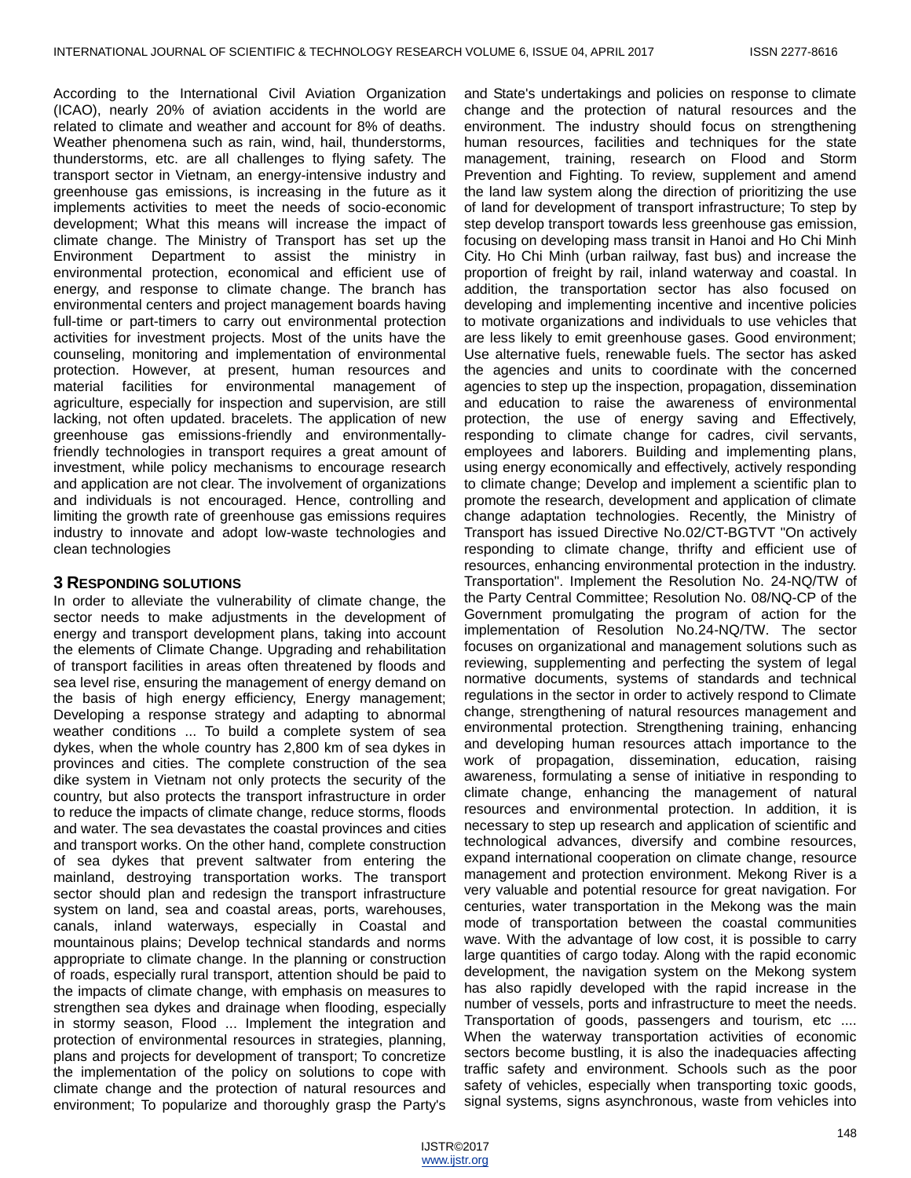According to the International Civil Aviation Organization (ICAO), nearly 20% of aviation accidents in the world are related to climate and weather and account for 8% of deaths. Weather phenomena such as rain, wind, hail, thunderstorms, thunderstorms, etc. are all challenges to flying safety. The transport sector in Vietnam, an energy-intensive industry and greenhouse gas emissions, is increasing in the future as it implements activities to meet the needs of socio-economic development; What this means will increase the impact of climate change. The Ministry of Transport has set up the Environment Department to assist the ministry in environmental protection, economical and efficient use of energy, and response to climate change. The branch has environmental centers and project management boards having full-time or part-timers to carry out environmental protection activities for investment projects. Most of the units have the counseling, monitoring and implementation of environmental protection. However, at present, human resources and material facilities for environmental management of agriculture, especially for inspection and supervision, are still lacking, not often updated. bracelets. The application of new greenhouse gas emissions-friendly and environmentally-friendly technologies in transport requires a great amount of investment, while policy mechanisms to encourage research and application are not clear. The involvement of organizations and individuals is not encouraged. Hence, controlling and limiting the growth rate of greenhouse gas emissions requires industry to innovate and adopt low-waste technologies and clean technologies

## 3 Responding solutions

In order to alleviate the vulnerability of climate change, the sector needs to make adjustments in the development of energy and transport development plans, taking into account the elements of Climate Change. Upgrading and rehabilitation of transport facilities in areas often threatened by floods and sea level rise, ensuring the management of energy demand on the basis of high energy efficiency, Energy management; Developing a response strategy and adapting to abnormal weather conditions ... To build a complete system of sea dykes, when the whole country has 2,800 km of sea dykes in provinces and cities. The complete construction of the sea dike system in Vietnam not only protects the security of the country, but also protects the transport infrastructure in order to reduce the impacts of climate change, reduce storms, floods and water. The sea devastates the coastal provinces and cities and transport works. On the other hand, complete construction of sea dykes that prevent saltwater from entering the mainland, destroying transportation works. The transport sector should plan and redesign the transport infrastructure system on land, sea and coastal areas, ports, warehouses, canals, inland waterways, especially in Coastal and mountainous plains; Develop technical standards and norms appropriate to climate change. In the planning or construction of roads, especially rural transport, attention should be paid to the impacts of climate change, with emphasis on measures to strengthen sea dykes and drainage when flooding, especially in stormy season, Flood ... Implement the integration and protection of environmental resources in strategies, planning, plans and projects for development of transport; To concretize the implementation of the policy on solutions to cope with climate change and the protection of natural resources and environment; To popularize and thoroughly grasp the Party's and State's undertakings and policies on response to climate change and the protection of natural resources and the environment. The industry should focus on strengthening human resources, facilities and techniques for the state management, training, research on Flood and Storm Prevention and Fighting. To review, supplement and amend the land law system along the direction of prioritizing the use of land for development of transport infrastructure; To step by step develop transport towards less greenhouse gas emission, focusing on developing mass transit in Hanoi and Ho Chi Minh City. Ho Chi Minh (urban railway, fast bus) and increase the proportion of freight by rail, inland waterway and coastal. In addition, the transportation sector has also focused on developing and implementing incentive and incentive policies to motivate organizations and individuals to use vehicles that are less likely to emit greenhouse gases. Good environment; Use alternative fuels, renewable fuels. The sector has asked the agencies and units to coordinate with the concerned agencies to step up the inspection, propagation, dissemination and education to raise the awareness of environmental protection, the use of energy saving and Effectively, responding to climate change for cadres, civil servants, employees and laborers. Building and implementing plans, using energy economically and effectively, actively responding to climate change; Develop and implement a scientific plan to promote the research, development and application of climate change adaptation technologies. Recently, the Ministry of Transport has issued Directive No.02/CT-BGTVT "On actively responding to climate change, thrifty and efficient use of resources, enhancing environmental protection in the industry. Transportation". Implement the Resolution No. 24-NQ/TW of the Party Central Committee; Resolution No. 08/NQ-CP of the Government promulgating the program of action for the implementation of Resolution No.24-NQ/TW. The sector focuses on organizational and management solutions such as reviewing, supplementing and perfecting the system of legal normative documents, systems of standards and technical regulations in the sector in order to actively respond to Climate change, strengthening of natural resources management and environmental protection. Strengthening training, enhancing and developing human resources attach importance to the work of propagation, dissemination, education, raising awareness, formulating a sense of initiative in responding to climate change, enhancing the management of natural resources and environmental protection. In addition, it is necessary to step up research and application of scientific and technological advances, diversify and combine resources, expand international cooperation on climate change, resource management and protection environment. Mekong River is a very valuable and potential resource for great navigation. For centuries, water transportation in the Mekong was the main mode of transportation between the coastal communities wave. With the advantage of low cost, it is possible to carry large quantities of cargo today. Along with the rapid economic development, the navigation system on the Mekong system has also rapidly developed with the rapid increase in the number of vessels, ports and infrastructure to meet the needs. Transportation of goods, passengers and tourism, etc .... When the waterway transportation activities of economic sectors become bustling, it is also the inadequacies affecting traffic safety and environment. Schools such as the poor safety of vehicles, especially when transporting toxic goods, signal systems, signs asynchronous, waste from vehicles into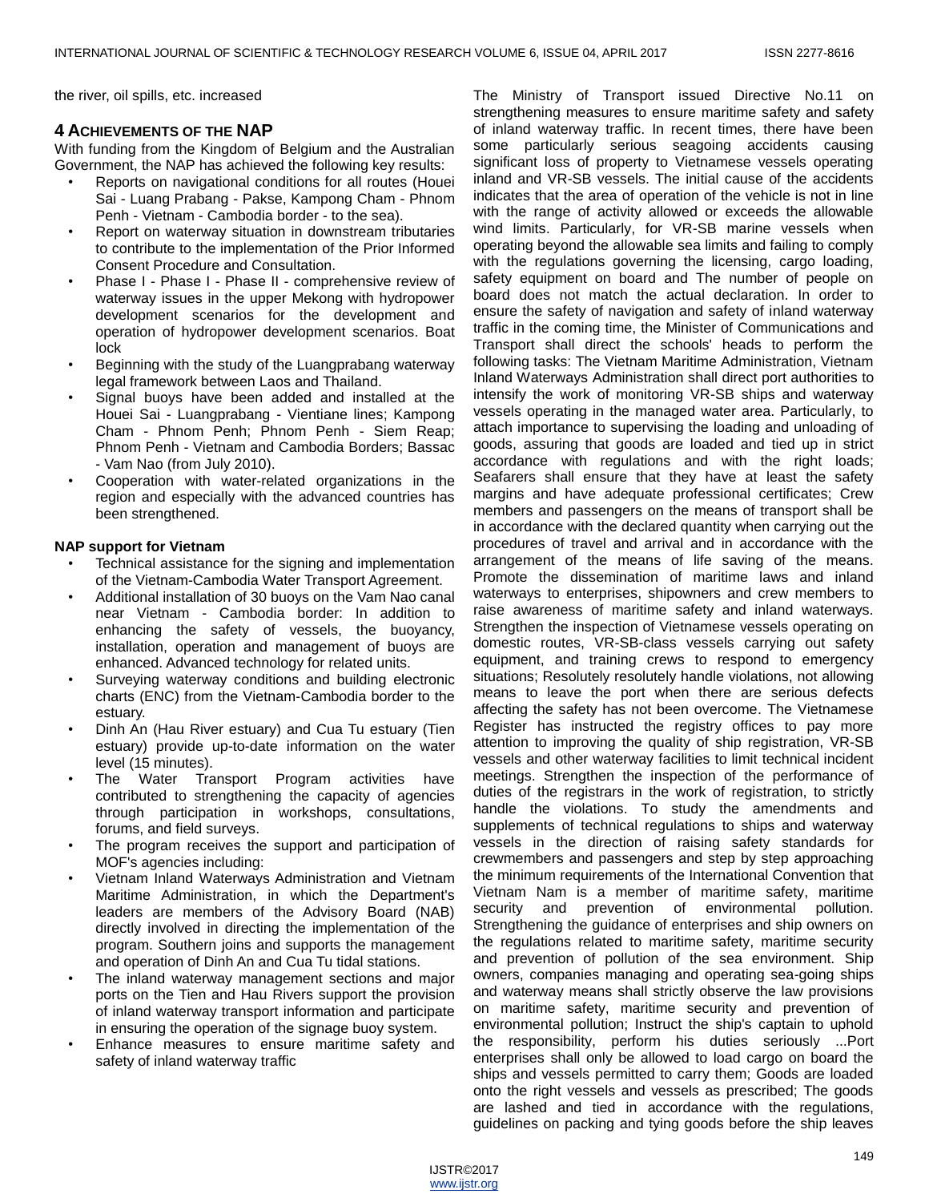the river, oil spills, etc. increased

## 4 Achievements of the NAP

With funding from the Kingdom of Belgium and the Australian Government, the NAP has achieved the following key results:

- Reports on navigational conditions for all routes (Houei Sai - Luang Prabang - Pakse, Kampong Cham - Phnom Penh - Vietnam - Cambodia border - to the sea).
- Report on waterway situation in downstream tributaries to contribute to the implementation of the Prior Informed Consent Procedure and Consultation.
- Phase I - Phase I - Phase II - comprehensive review of waterway issues in the upper Mekong with hydropower development scenarios for the development and operation of hydropower development scenarios. Boat lock
- Beginning with the study of the Luangprabang waterway legal framework between Laos and Thailand.
- Signal buoys have been added and installed at the Houei Sai - Luangprabang - Vientiane lines; Kampong Cham - Phnom Penh; Phnom Penh - Siem Reap; Phnom Penh - Vietnam and Cambodia Borders; Bassac - Vam Nao (from July 2010).
- Cooperation with water-related organizations in the region and especially with the advanced countries has been strengthened.

**NAP support for Vietnam**

- Technical assistance for the signing and implementation of the Vietnam-Cambodia Water Transport Agreement.
- Additional installation of 30 buoys on the Vam Nao canal near Vietnam - Cambodia border: In addition to enhancing the safety of vessels, the buoyancy, installation, operation and management of buoys are enhanced. Advanced technology for related units.
- Surveying waterway conditions and building electronic charts (ENC) from the Vietnam-Cambodia border to the estuary.
- Dinh An (Hau River estuary) and Cua Tu estuary (Tien estuary) provide up-to-date information on the water level (15 minutes).
- The Water Transport Program activities have contributed to strengthening the capacity of agencies through participation in workshops, consultations, forums, and field surveys.
- The program receives the support and participation of MOF's agencies including:
- Vietnam Inland Waterways Administration and Vietnam Maritime Administration, in which the Department's leaders are members of the Advisory Board (NAB) directly involved in directing the implementation of the program. Southern joins and supports the management and operation of Dinh An and Cua Tu tidal stations.
- The inland waterway management sections and major ports on the Tien and Hau Rivers support the provision of inland waterway transport information and participate in ensuring the operation of the signage buoy system.
- Enhance measures to ensure maritime safety and safety of inland waterway traffic

The Ministry of Transport issued Directive No.11 on strengthening measures to ensure maritime safety and safety of inland waterway traffic. In recent times, there have been some particularly serious seagoing accidents causing significant loss of property to Vietnamese vessels operating inland and VR-SB vessels. The initial cause of the accidents indicates that the area of operation of the vehicle is not in line with the range of activity allowed or exceeds the allowable wind limits. Particularly, for VR-SB marine vessels when operating beyond the allowable sea limits and failing to comply with the regulations governing the licensing, cargo loading, safety equipment on board and The number of people on board does not match the actual declaration. In order to ensure the safety of navigation and safety of inland waterway traffic in the coming time, the Minister of Communications and Transport shall direct the schools' heads to perform the following tasks: The Vietnam Maritime Administration, Vietnam Inland Waterways Administration shall direct port authorities to intensify the work of monitoring VR-SB ships and waterway vessels operating in the managed water area. Particularly, to attach importance to supervising the loading and unloading of goods, assuring that goods are loaded and tied up in strict accordance with regulations and with the right loads; Seafarers shall ensure that they have at least the safety margins and have adequate professional certificates; Crew members and passengers on the means of transport shall be in accordance with the declared quantity when carrying out the procedures of travel and arrival and in accordance with the arrangement of the means of life saving of the means. Promote the dissemination of maritime laws and inland waterways to enterprises, shipowners and crew members to raise awareness of maritime safety and inland waterways. Strengthen the inspection of Vietnamese vessels operating on domestic routes, VR-SB-class vessels carrying out safety equipment, and training crews to respond to emergency situations; Resolutely resolutely handle violations, not allowing means to leave the port when there are serious defects affecting the safety has not been overcome. The Vietnamese Register has instructed the registry offices to pay more attention to improving the quality of ship registration, VR-SB vessels and other waterway facilities to limit technical incident meetings. Strengthen the inspection of the performance of duties of the registrars in the work of registration, to strictly handle the violations. To study the amendments and supplements of technical regulations to ships and waterway vessels in the direction of raising safety standards for crewmembers and passengers and step by step approaching the minimum requirements of the International Convention that Vietnam Nam is a member of maritime safety, maritime security and prevention of environmental pollution. Strengthening the guidance of enterprises and ship owners on the regulations related to maritime safety, maritime security and prevention of pollution of the sea environment. Ship owners, companies managing and operating sea-going ships and waterway means shall strictly observe the law provisions on maritime safety, maritime security and prevention of environmental pollution; Instruct the ship's captain to uphold the responsibility, perform his duties seriously ...Port enterprises shall only be allowed to load cargo on board the ships and vessels permitted to carry them; Goods are loaded onto the right vessels and vessels as prescribed; The goods are lashed and tied in accordance with the regulations, guidelines on packing and tying goods before the ship leaves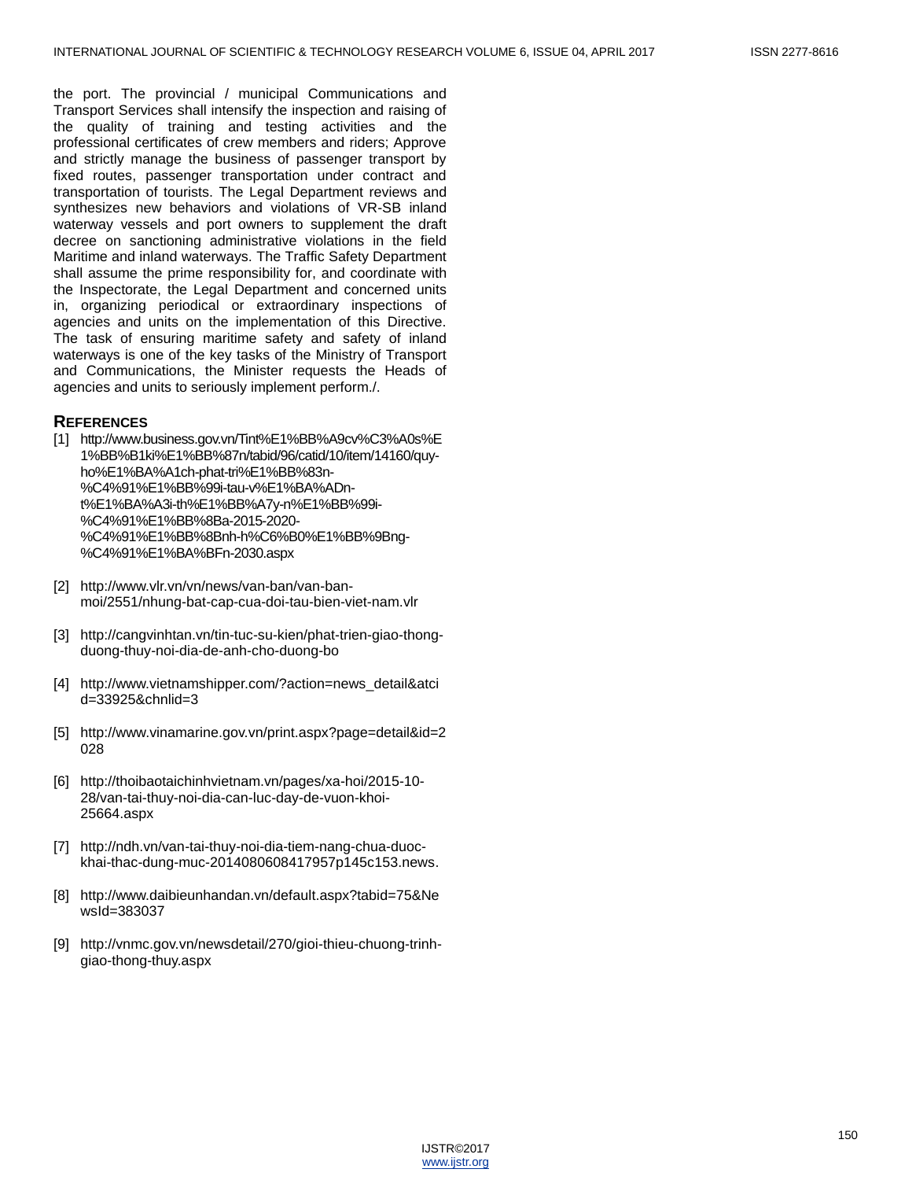the port. The provincial / municipal Communications and Transport Services shall intensify the inspection and raising of the quality of training and testing activities and the professional certificates of crew members and riders; Approve and strictly manage the business of passenger transport by fixed routes, passenger transportation under contract and transportation of tourists. The Legal Department reviews and synthesizes new behaviors and violations of VR-SB inland waterway vessels and port owners to supplement the draft decree on sanctioning administrative violations in the field Maritime and inland waterways. The Traffic Safety Department shall assume the prime responsibility for, and coordinate with the Inspectorate, the Legal Department and concerned units in, organizing periodical or extraordinary inspections of agencies and units on the implementation of this Directive. The task of ensuring maritime safety and safety of inland waterways is one of the key tasks of the Ministry of Transport and Communications, the Minister requests the Heads of agencies and units to seriously implement perform./.

## REFERENCES

[1] http://www.business.gov.vn/Tint%E1%BB%A9cv%C3%A0s%E1%BB%B1ki%E1%BB%87n/tabid/96/catid/10/item/14160/quy-ho%E1%BA%A1ch-phat-tri%E1%BB%83n-%C4%91%E1%BB%99i-tau-v%E1%BA%ADn-t%E1%BA%A3i-th%E1%BB%A7y-n%E1%BB%99i-%C4%91%E1%BB%8Ba-2015-2020-%C4%91%E1%BB%8Bnh-h%C6%B0%E1%BB%9Bng-%C4%91%E1%BA%BFn-2030.aspx

[2] http://www.vlr.vn/vn/news/van-ban/van-ban-moi/2551/nhung-bat-cap-cua-doi-tau-bien-viet-nam.vlr

[3] http://cangvinhtan.vn/tin-tuc-su-kien/phat-trien-giao-thong-duong-thuy-noi-dia-de-anh-cho-duong-bo

[4] http://www.vietnamshipper.com/?action=news_detail&atcid=33925&chnlid=3

[5] http://www.vinamarine.gov.vn/print.aspx?page=detail&id=2028

[6] http://thoibaotaichinhvietnam.vn/pages/xa-hoi/2015-10-28/van-tai-thuy-noi-dia-can-luc-day-de-vuon-khoi-25664.aspx

[7] http://ndh.vn/van-tai-thuy-noi-dia-tiem-nang-chua-duoc-khai-thac-dung-muc-2014080608417957p145c153.news.

[8] http://www.daibieunhandan.vn/default.aspx?tabid=75&NewsId=383037

[9] http://vnmc.gov.vn/newsdetail/270/gioi-thieu-chuong-trinh-giao-thong-thuy.aspx